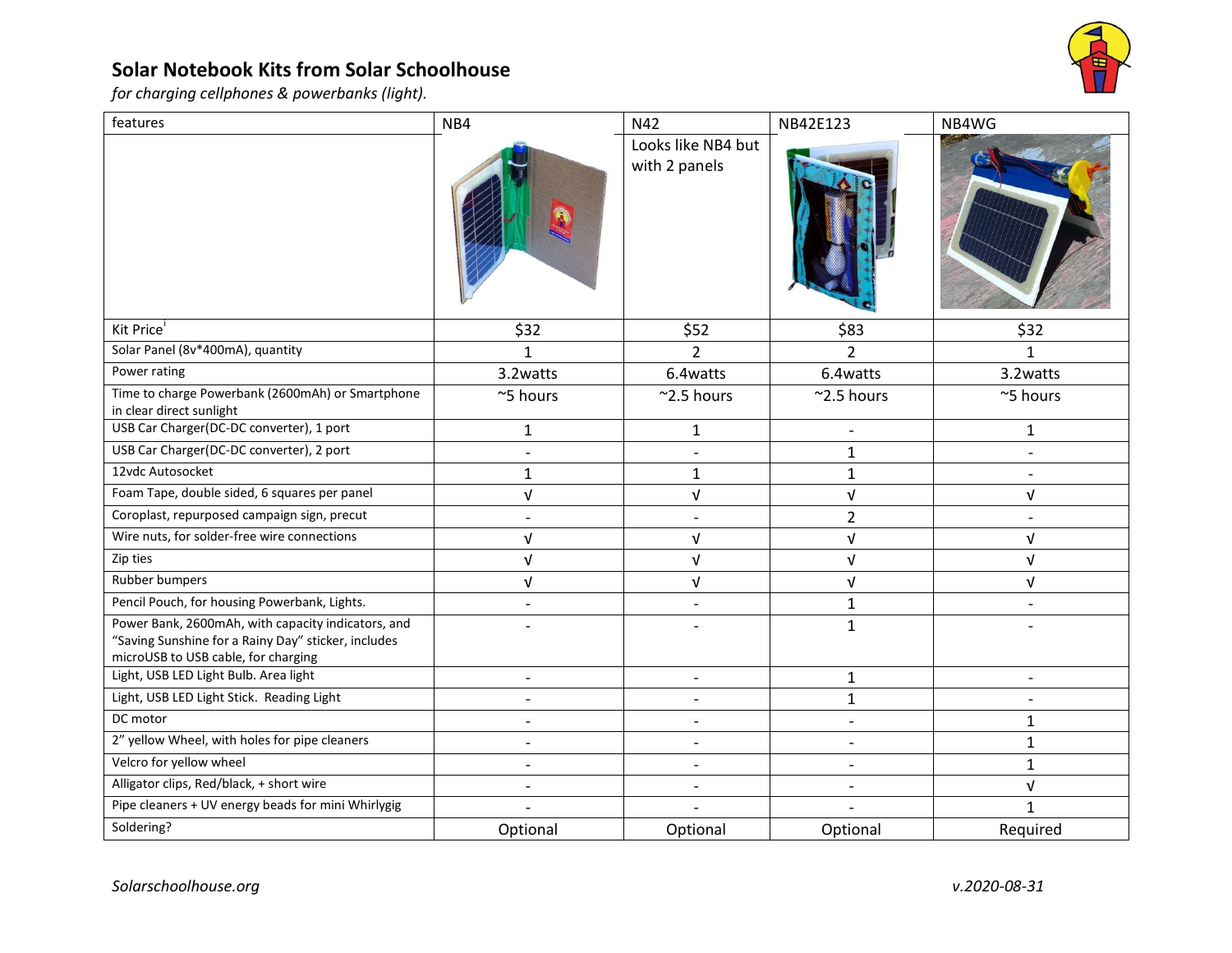# Solar Notebook Kits from Solar Schoolhouse

*for charging cellphones & powerbanks (light).*

| features | NB4 | N42 | NB42E123 | NB4WG |
|---|---|---|---|---|
| | | Looks like NB4 but with 2 panels | | |
| Kit Price[i] | $32 | $52 | $83 | $32 |
| Solar Panel (8v*400mA), quantity | 1 | 2 | 2 | 1 |
| Power rating | 3.2watts | 6.4watts | 6.4watts | 3.2watts |
| Time to charge Powerbank (2600mAh) or Smartphone in clear direct sunlight | ~5 hours | ~2.5 hours | ~2.5 hours | ~5 hours |
| USB Car Charger(DC-DC converter), 1 port | 1 | 1 | - | 1 |
| USB Car Charger(DC-DC converter), 2 port | - | - | 1 | - |
| 12vdc Autosocket | 1 | 1 | 1 | - |
| Foam Tape, double sided, 6 squares per panel | √ | √ | √ | √ |
| Coroplast, repurposed campaign sign, precut | - | - | 2 | - |
| Wire nuts, for solder-free wire connections | √ | √ | √ | √ |
| Zip ties | √ | √ | √ | √ |
| Rubber bumpers | √ | √ | √ | √ |
| Pencil Pouch, for housing Powerbank, Lights. | - | - | 1 | - |
| Power Bank, 2600mAh, with capacity indicators, and "Saving Sunshine for a Rainy Day" sticker, includes microUSB to USB cable, for charging | - | - | 1 | - |
| Light, USB LED Light Bulb. Area light | - | - | 1 | - |
| Light, USB LED Light Stick. Reading Light | - | - | 1 | - |
| DC motor | - | - | - | 1 |
| 2" yellow Wheel, with holes for pipe cleaners | - | - | - | 1 |
| Velcro for yellow wheel | - | - | - | 1 |
| Alligator clips, Red/black, + short wire | - | - | - | √ |
| Pipe cleaners + UV energy beads for mini Whirlygig | - | - | - | 1 |
| Soldering? | Optional | Optional | Optional | Required |

*Solarschoolhouse.org*

*v.2020-08-31*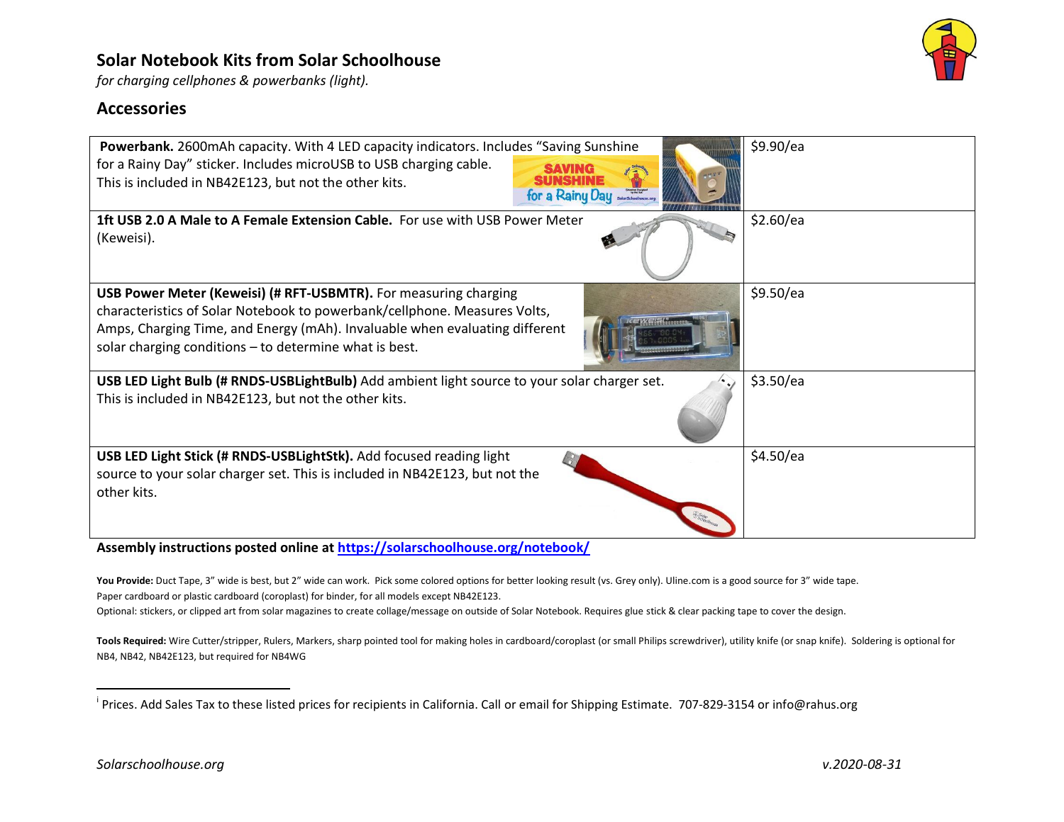## Solar Notebook Kits from Solar Schoolhouse

*for charging cellphones & powerbanks (light).*

## Accessories

| | |
|---|---|
| **Powerbank.** 2600mAh capacity. With 4 LED capacity indicators. Includes "Saving Sunshine for a Rainy Day" sticker. Includes microUSB to USB charging cable. This is included in NB42E123, but not the other kits. | $9.90/ea |
| **1ft USB 2.0 A Male to A Female Extension Cable.** For use with USB Power Meter (Keweisi). | $2.60/ea |
| **USB Power Meter (Keweisi) (# RFT-USBMTR).** For measuring charging characteristics of Solar Notebook to powerbank/cellphone. Measures Volts, Amps, Charging Time, and Energy (mAh). Invaluable when evaluating different solar charging conditions – to determine what is best. | $9.50/ea |
| **USB LED Light Bulb (# RNDS-USBLightBulb)** Add ambient light source to your solar charger set. This is included in NB42E123, but not the other kits. | $3.50/ea |
| **USB LED Light Stick (# RNDS-USBLightStk).** Add focused reading light source to your solar charger set. This is included in NB42E123, but not the other kits. | $4.50/ea |

**Assembly instructions posted online at https://solarschoolhouse.org/notebook/**

**You Provide:** Duct Tape, 3" wide is best, but 2" wide can work. Pick some colored options for better looking result (vs. Grey only). Uline.com is a good source for 3" wide tape.
Paper cardboard or plastic cardboard (coroplast) for binder, for all models except NB42E123.
Optional: stickers, or clipped art from solar magazines to create collage/message on outside of Solar Notebook. Requires glue stick & clear packing tape to cover the design.

**Tools Required:** Wire Cutter/stripper, Rulers, Markers, sharp pointed tool for making holes in cardboard/coroplast (or small Philips screwdriver), utility knife (or snap knife). Soldering is optional for NB4, NB42, NB42E123, but required for NB4WG

[i] Prices. Add Sales Tax to these listed prices for recipients in California. Call or email for Shipping Estimate. 707-829-3154 or info@rahus.org